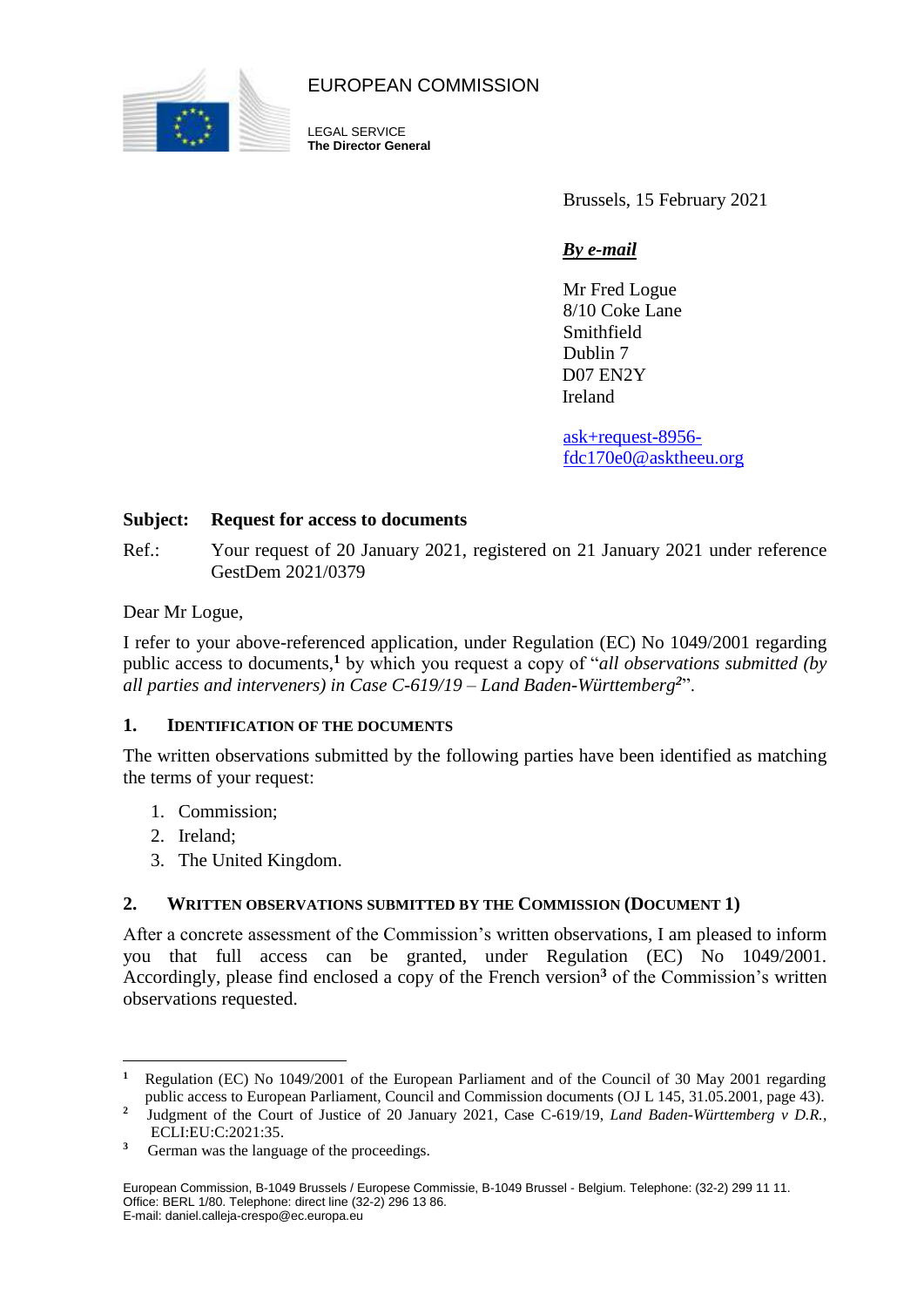EUROPEAN COMMISSION

LEGAL SERVICE
**The Director General**

Brussels, 15 February 2021

***By e-mail***

Mr Fred Logue
8/10 Coke Lane
Smithfield
Dublin 7
D07 EN2Y
Ireland

ask+request-8956-fdc170e0@asktheeu.org

**Subject: Request for access to documents**

Ref.: Your request of 20 January 2021, registered on 21 January 2021 under reference GestDem 2021/0379

Dear Mr Logue,

I refer to your above-referenced application, under Regulation (EC) No 1049/2001 regarding public access to documents,[1] by which you request a copy of "*all observations submitted (by all parties and interveners) in Case C-619/19 – Land Baden-Württemberg*[2]".

## 1. IDENTIFICATION OF THE DOCUMENTS

The written observations submitted by the following parties have been identified as matching the terms of your request:

1. Commission;
2. Ireland;
3. The United Kingdom.

## 2. WRITTEN OBSERVATIONS SUBMITTED BY THE COMMISSION (DOCUMENT 1)

After a concrete assessment of the Commission's written observations, I am pleased to inform you that full access can be granted, under Regulation (EC) No 1049/2001. Accordingly, please find enclosed a copy of the French version[3] of the Commission's written observations requested.

---

[1] Regulation (EC) No 1049/2001 of the European Parliament and of the Council of 30 May 2001 regarding public access to European Parliament, Council and Commission documents (OJ L 145, 31.05.2001, page 43).

[2] Judgment of the Court of Justice of 20 January 2021, Case C-619/19, *Land Baden-Württemberg v D.R.*, ECLI:EU:C:2021:35.

[3] German was the language of the proceedings.

European Commission, B-1049 Brussels / Europese Commissie, B-1049 Brussel - Belgium. Telephone: (32-2) 299 11 11.
Office: BERL 1/80. Telephone: direct line (32-2) 296 13 86.
E-mail: daniel.calleja-crespo@ec.europa.eu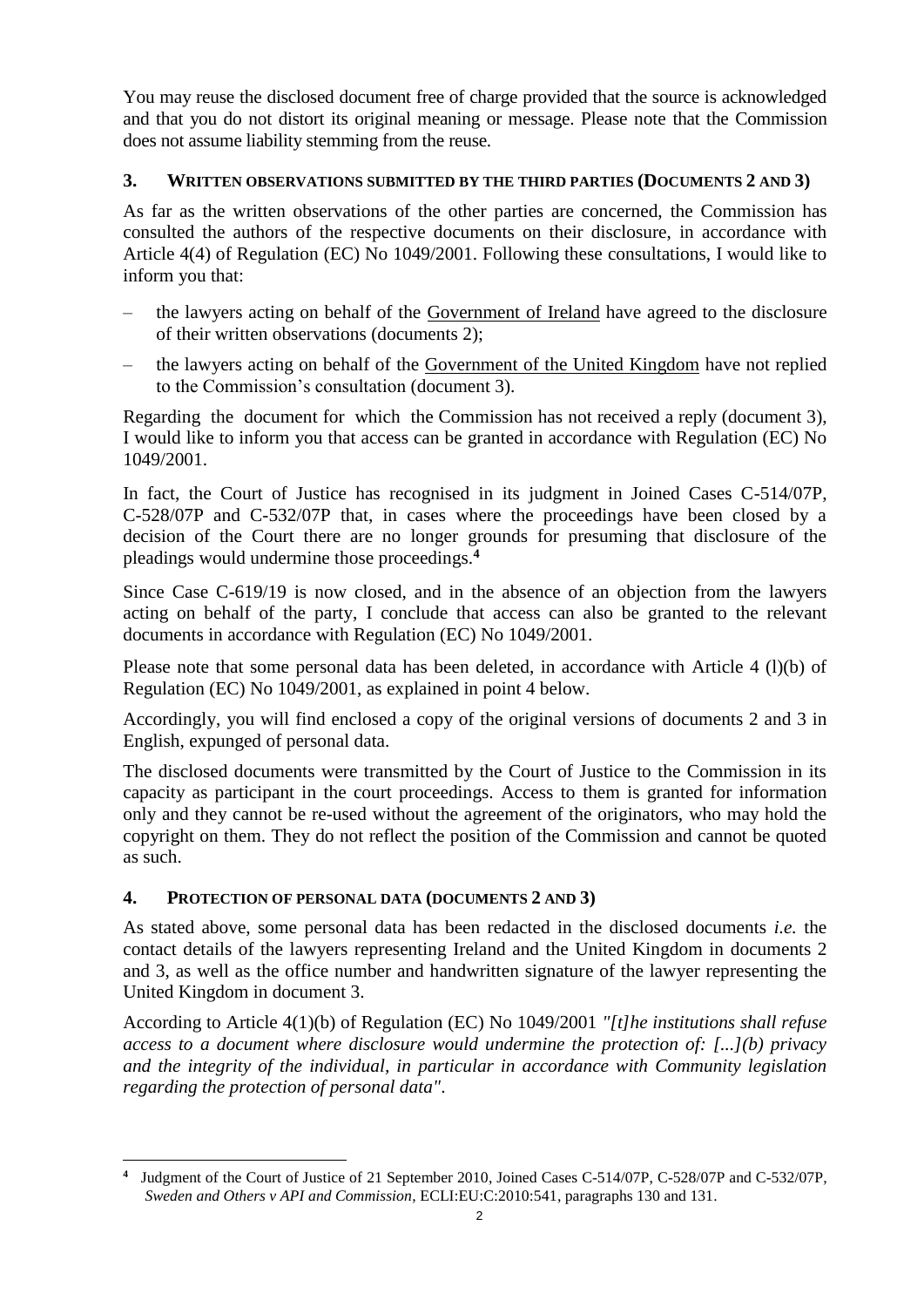You may reuse the disclosed document free of charge provided that the source is acknowledged and that you do not distort its original meaning or message. Please note that the Commission does not assume liability stemming from the reuse.

## 3. WRITTEN OBSERVATIONS SUBMITTED BY THE THIRD PARTIES (DOCUMENTS 2 AND 3)

As far as the written observations of the other parties are concerned, the Commission has consulted the authors of the respective documents on their disclosure, in accordance with Article 4(4) of Regulation (EC) No 1049/2001. Following these consultations, I would like to inform you that:

– the lawyers acting on behalf of the Government of Ireland have agreed to the disclosure of their written observations (documents 2);

– the lawyers acting on behalf of the Government of the United Kingdom have not replied to the Commission's consultation (document 3).

Regarding the document for which the Commission has not received a reply (document 3), I would like to inform you that access can be granted in accordance with Regulation (EC) No 1049/2001.

In fact, the Court of Justice has recognised in its judgment in Joined Cases C-514/07P, C-528/07P and C-532/07P that, in cases where the proceedings have been closed by a decision of the Court there are no longer grounds for presuming that disclosure of the pleadings would undermine those proceedings.[4]

Since Case C-619/19 is now closed, and in the absence of an objection from the lawyers acting on behalf of the party, I conclude that access can also be granted to the relevant documents in accordance with Regulation (EC) No 1049/2001.

Please note that some personal data has been deleted, in accordance with Article 4 (l)(b) of Regulation (EC) No 1049/2001, as explained in point 4 below.

Accordingly, you will find enclosed a copy of the original versions of documents 2 and 3 in English, expunged of personal data.

The disclosed documents were transmitted by the Court of Justice to the Commission in its capacity as participant in the court proceedings. Access to them is granted for information only and they cannot be re-used without the agreement of the originators, who may hold the copyright on them. They do not reflect the position of the Commission and cannot be quoted as such.

## 4. PROTECTION OF PERSONAL DATA (DOCUMENTS 2 AND 3)

As stated above, some personal data has been redacted in the disclosed documents *i.e.* the contact details of the lawyers representing Ireland and the United Kingdom in documents 2 and 3, as well as the office number and handwritten signature of the lawyer representing the United Kingdom in document 3.

According to Article 4(1)(b) of Regulation (EC) No 1049/2001 *"[t]he institutions shall refuse access to a document where disclosure would undermine the protection of: [...](b) privacy and the integrity of the individual, in particular in accordance with Community legislation regarding the protection of personal data"*.

---

[4] Judgment of the Court of Justice of 21 September 2010, Joined Cases C-514/07P, C-528/07P and C-532/07P, *Sweden and Others v API and Commission*, ECLI:EU:C:2010:541, paragraphs 130 and 131.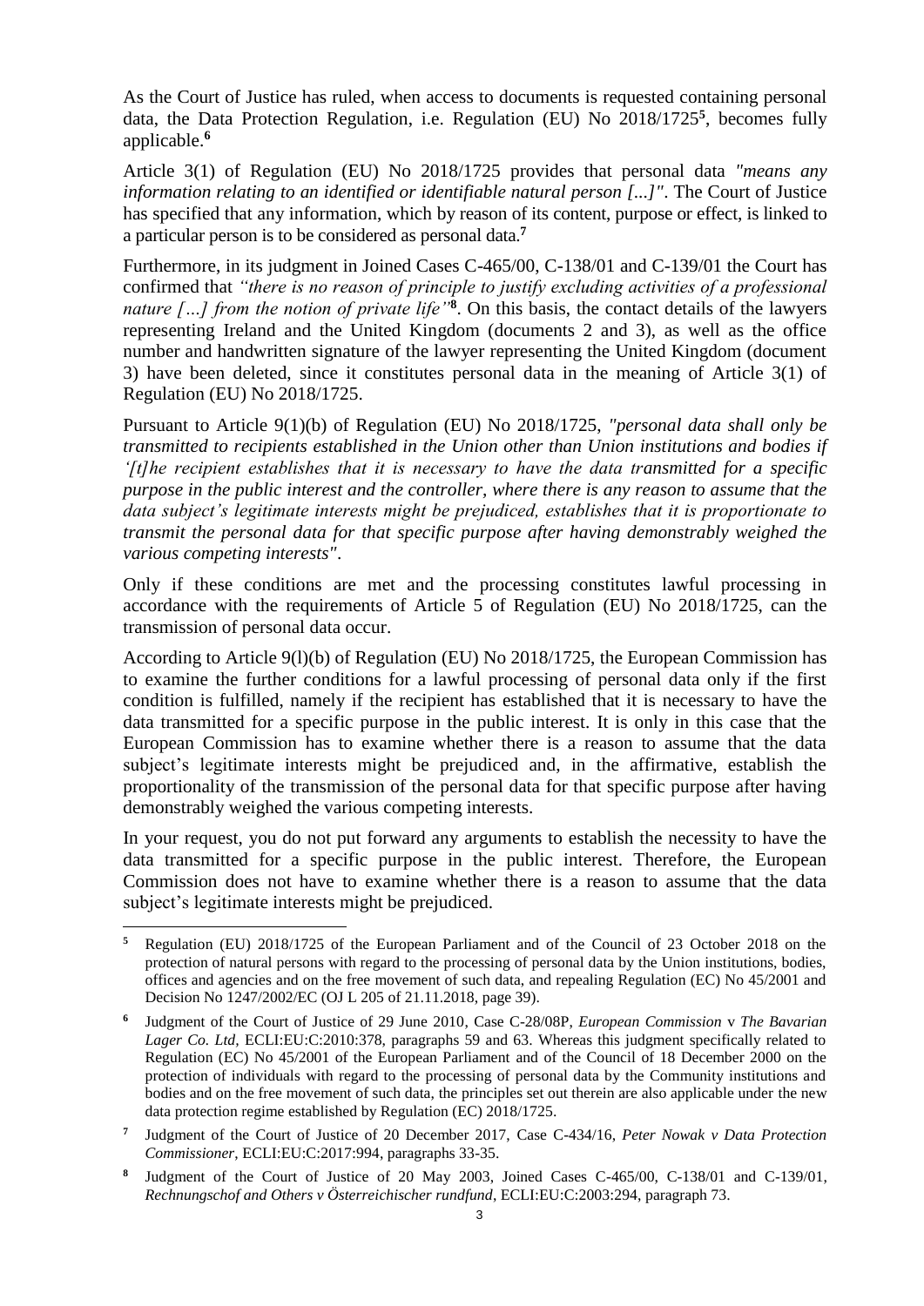As the Court of Justice has ruled, when access to documents is requested containing personal data, the Data Protection Regulation, i.e. Regulation (EU) No 2018/1725[5], becomes fully applicable.[6]

Article 3(1) of Regulation (EU) No 2018/1725 provides that personal data *"means any information relating to an identified or identifiable natural person [...]"*. The Court of Justice has specified that any information, which by reason of its content, purpose or effect, is linked to a particular person is to be considered as personal data.[7]

Furthermore, in its judgment in Joined Cases C-465/00, C-138/01 and C-139/01 the Court has confirmed that *"there is no reason of principle to justify excluding activities of a professional nature […] from the notion of private life"*[8]. On this basis, the contact details of the lawyers representing Ireland and the United Kingdom (documents 2 and 3), as well as the office number and handwritten signature of the lawyer representing the United Kingdom (document 3) have been deleted, since it constitutes personal data in the meaning of Article 3(1) of Regulation (EU) No 2018/1725.

Pursuant to Article 9(1)(b) of Regulation (EU) No 2018/1725, *"personal data shall only be transmitted to recipients established in the Union other than Union institutions and bodies if '[t]he recipient establishes that it is necessary to have the data transmitted for a specific purpose in the public interest and the controller, where there is any reason to assume that the data subject's legitimate interests might be prejudiced, establishes that it is proportionate to transmit the personal data for that specific purpose after having demonstrably weighed the various competing interests"*.

Only if these conditions are met and the processing constitutes lawful processing in accordance with the requirements of Article 5 of Regulation (EU) No 2018/1725, can the transmission of personal data occur.

According to Article 9(l)(b) of Regulation (EU) No 2018/1725, the European Commission has to examine the further conditions for a lawful processing of personal data only if the first condition is fulfilled, namely if the recipient has established that it is necessary to have the data transmitted for a specific purpose in the public interest. It is only in this case that the European Commission has to examine whether there is a reason to assume that the data subject's legitimate interests might be prejudiced and, in the affirmative, establish the proportionality of the transmission of the personal data for that specific purpose after having demonstrably weighed the various competing interests.

In your request, you do not put forward any arguments to establish the necessity to have the data transmitted for a specific purpose in the public interest. Therefore, the European Commission does not have to examine whether there is a reason to assume that the data subject's legitimate interests might be prejudiced.

---

[5] Regulation (EU) 2018/1725 of the European Parliament and of the Council of 23 October 2018 on the protection of natural persons with regard to the processing of personal data by the Union institutions, bodies, offices and agencies and on the free movement of such data, and repealing Regulation (EC) No 45/2001 and Decision No 1247/2002/EC (OJ L 205 of 21.11.2018, page 39).

[6] Judgment of the Court of Justice of 29 June 2010, Case C-28/08P, *European Commission* v *The Bavarian Lager Co. Ltd*, ECLI:EU:C:2010:378, paragraphs 59 and 63. Whereas this judgment specifically related to Regulation (EC) No 45/2001 of the European Parliament and of the Council of 18 December 2000 on the protection of individuals with regard to the processing of personal data by the Community institutions and bodies and on the free movement of such data, the principles set out therein are also applicable under the new data protection regime established by Regulation (EC) 2018/1725.

[7] Judgment of the Court of Justice of 20 December 2017, Case C-434/16, *Peter Nowak v Data Protection Commissioner*, ECLI:EU:C:2017:994, paragraphs 33-35.

[8] Judgment of the Court of Justice of 20 May 2003, Joined Cases C-465/00, C-138/01 and C-139/01, *Rechnungschof and Others v Österreichischer rundfund*, ECLI:EU:C:2003:294, paragraph 73.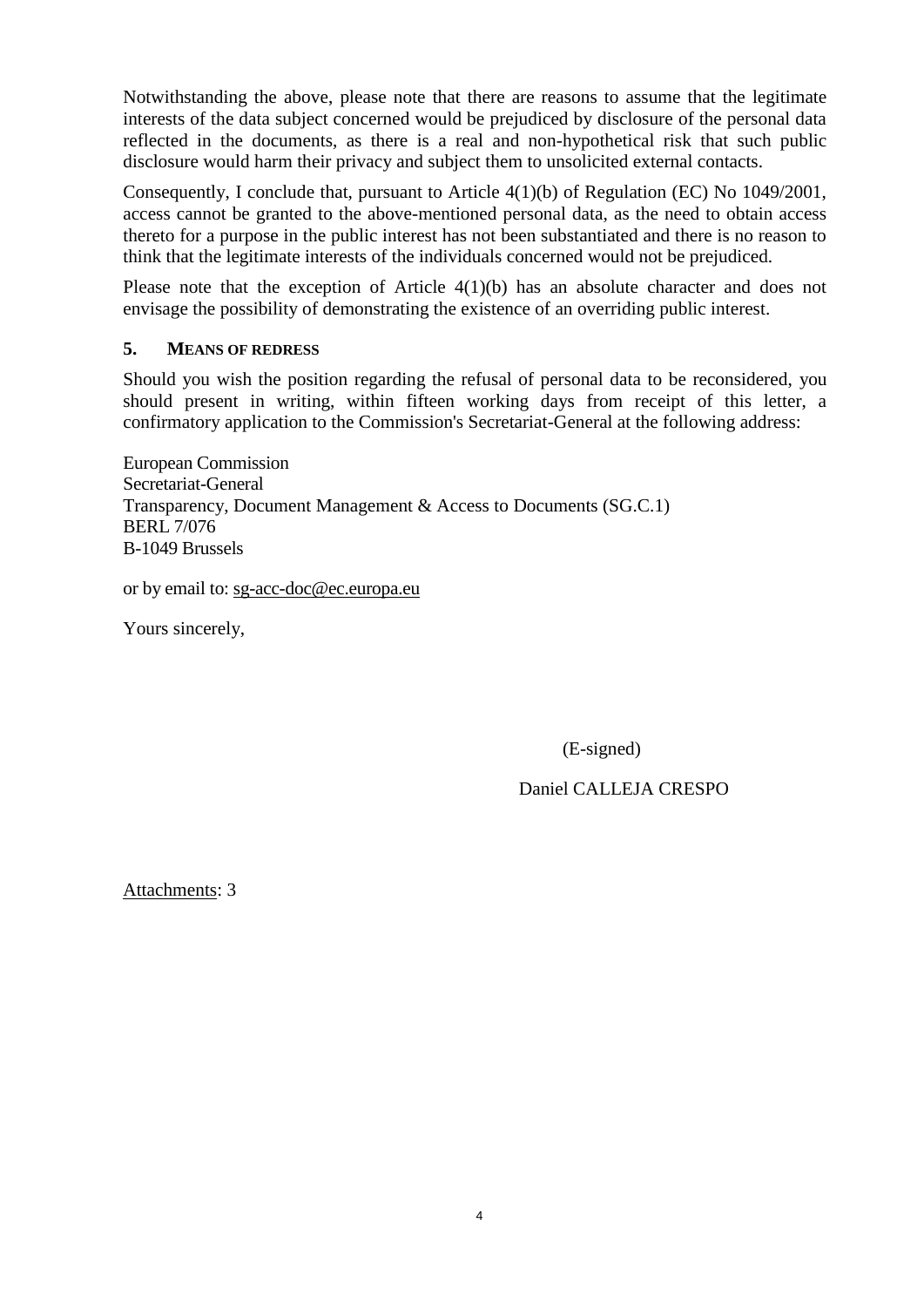Notwithstanding the above, please note that there are reasons to assume that the legitimate interests of the data subject concerned would be prejudiced by disclosure of the personal data reflected in the documents, as there is a real and non-hypothetical risk that such public disclosure would harm their privacy and subject them to unsolicited external contacts.

Consequently, I conclude that, pursuant to Article 4(1)(b) of Regulation (EC) No 1049/2001, access cannot be granted to the above-mentioned personal data, as the need to obtain access thereto for a purpose in the public interest has not been substantiated and there is no reason to think that the legitimate interests of the individuals concerned would not be prejudiced.

Please note that the exception of Article 4(1)(b) has an absolute character and does not envisage the possibility of demonstrating the existence of an overriding public interest.

## 5. MEANS OF REDRESS

Should you wish the position regarding the refusal of personal data to be reconsidered, you should present in writing, within fifteen working days from receipt of this letter, a confirmatory application to the Commission's Secretariat-General at the following address:

European Commission
Secretariat-General
Transparency, Document Management & Access to Documents (SG.C.1)
BERL 7/076
B-1049 Brussels

or by email to: sg-acc-doc@ec.europa.eu

Yours sincerely,

(E-signed)

Daniel CALLEJA CRESPO

Attachments: 3